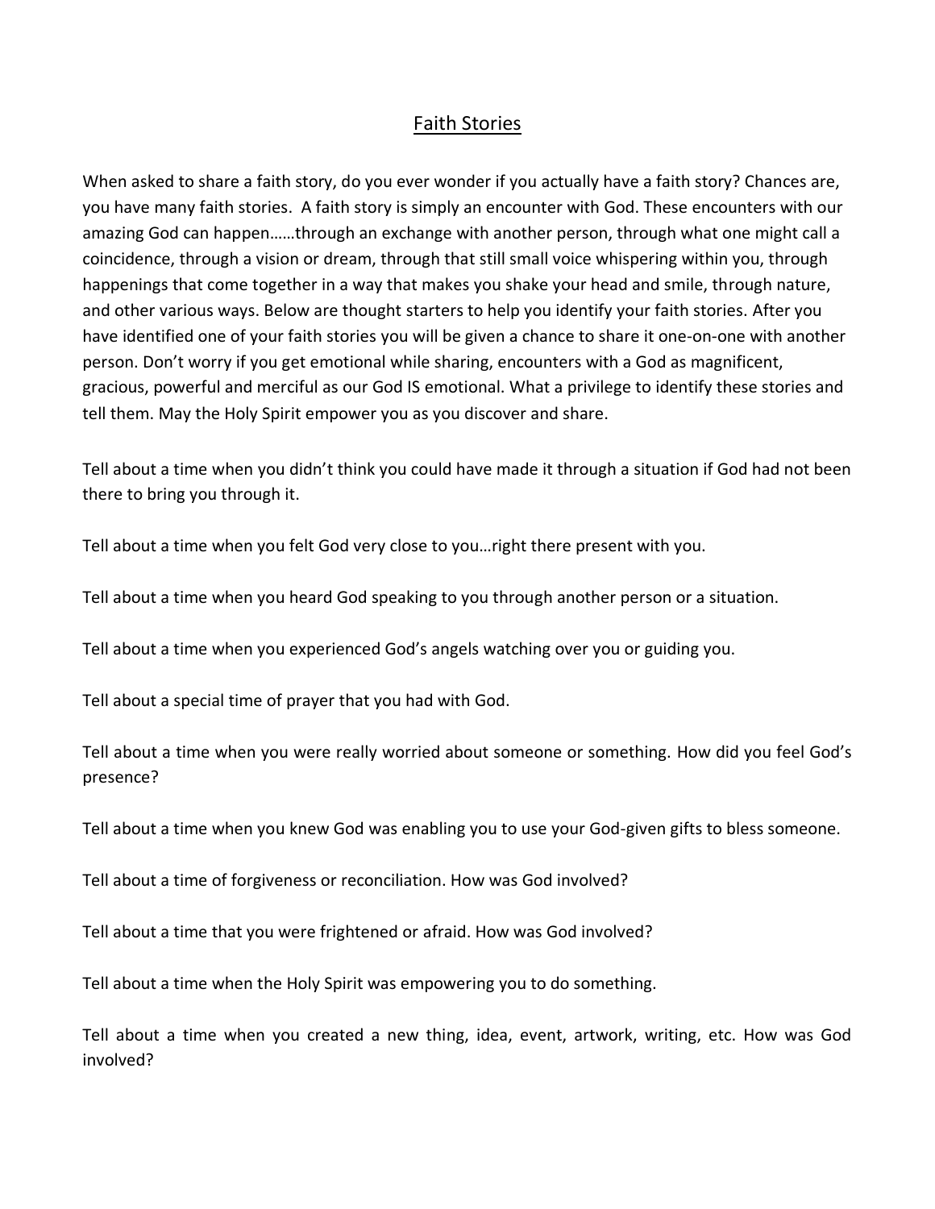# <u>Faith Stories</u>

When asked to share a faith story, do you ever wonder if you actually have a faith story? Chances are, you have many faith stories. A faith story is simply an encounter with God. These encounters with our amazing God can happen……through an exchange with another person, through what one might call a coincidence, through a vision or dream, through that still small voice whispering within you, through happenings that come together in a way that makes you shake your head and smile, through nature, and other various ways. Below are thought starters to help you identify your faith stories. After you have identified one of your faith stories you will be given a chance to share it one-on-one with another person. Don't worry if you get emotional while sharing, encounters with a God as magnificent, gracious, powerful and merciful as our God IS emotional. What a privilege to identify these stories and tell them. May the Holy Spirit empower you as you discover and share.

Tell about a time when you didn't think you could have made it through a situation if God had not been there to bring you through it.

Tell about a time when you felt God very close to you…right there present with you.

Tell about a time when you heard God speaking to you through another person or a situation.

Tell about a time when you experienced God's angels watching over you or guiding you.

Tell about a special time of prayer that you had with God.

Tell about a time when you were really worried about someone or something. How did you feel God's presence?

Tell about a time when you knew God was enabling you to use your God-given gifts to bless someone.

Tell about a time of forgiveness or reconciliation. How was God involved?

Tell about a time that you were frightened or afraid. How was God involved?

Tell about a time when the Holy Spirit was empowering you to do something.

Tell about a time when you created a new thing, idea, event, artwork, writing, etc. How was God involved?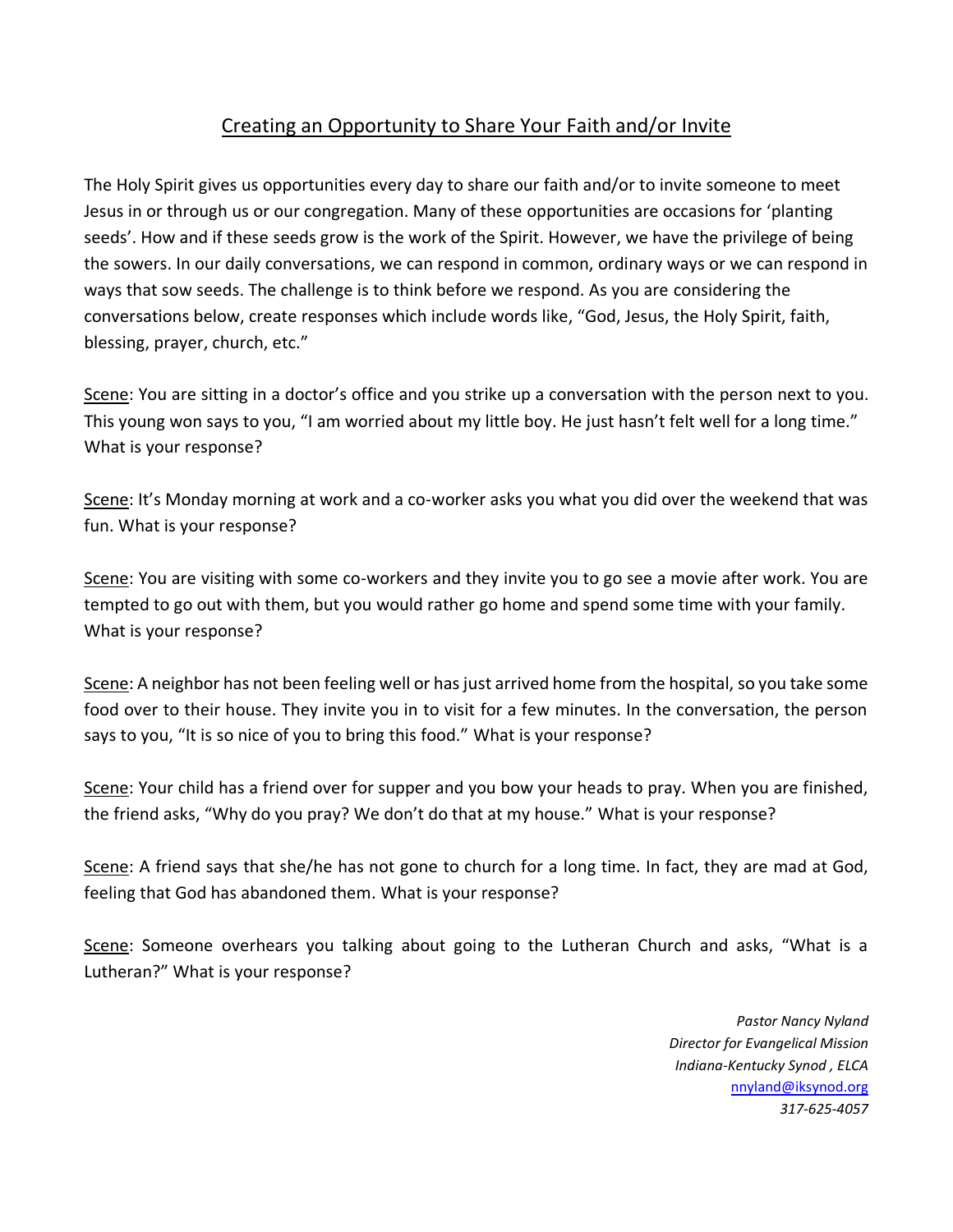# Creating an Opportunity to Share Your Faith and/or Invite

The Holy Spirit gives us opportunities every day to share our faith and/or to invite someone to meet Jesus in or through us or our congregation. Many of these opportunities are occasions for 'planting seeds'. How and if these seeds grow is the work of the Spirit. However, we have the privilege of being the sowers. In our daily conversations, we can respond in common, ordinary ways or we can respond in ways that sow seeds. The challenge is to think before we respond. As you are considering the conversations below, create responses which include words like, "God, Jesus, the Holy Spirit, faith, blessing, prayer, church, etc."

Scene: You are sitting in a doctor's office and you strike up a conversation with the person next to you. This young won says to you, "I am worried about my little boy. He just hasn't felt well for a long time." What is your response?

Scene: It's Monday morning at work and a co-worker asks you what you did over the weekend that was fun. What is your response?

Scene: You are visiting with some co-workers and they invite you to go see a movie after work. You are tempted to go out with them, but you would rather go home and spend some time with your family. What is your response?

Scene: A neighbor has not been feeling well or has just arrived home from the hospital, so you take some food over to their house. They invite you in to visit for a few minutes. In the conversation, the person says to you, "It is so nice of you to bring this food." What is your response?

Scene: Your child has a friend over for supper and you bow your heads to pray. When you are finished, the friend asks, "Why do you pray? We don't do that at my house." What is your response?

Scene: A friend says that she/he has not gone to church for a long time. In fact, they are mad at God, feeling that God has abandoned them. What is your response?

Scene: Someone overhears you talking about going to the Lutheran Church and asks, "What is a Lutheran?" What is your response?

*Pastor Nancy Nyland*
*Director for Evangelical Mission*
*Indiana-Kentucky Synod , ELCA*
nnyland@iksynod.org
*317-625-4057*